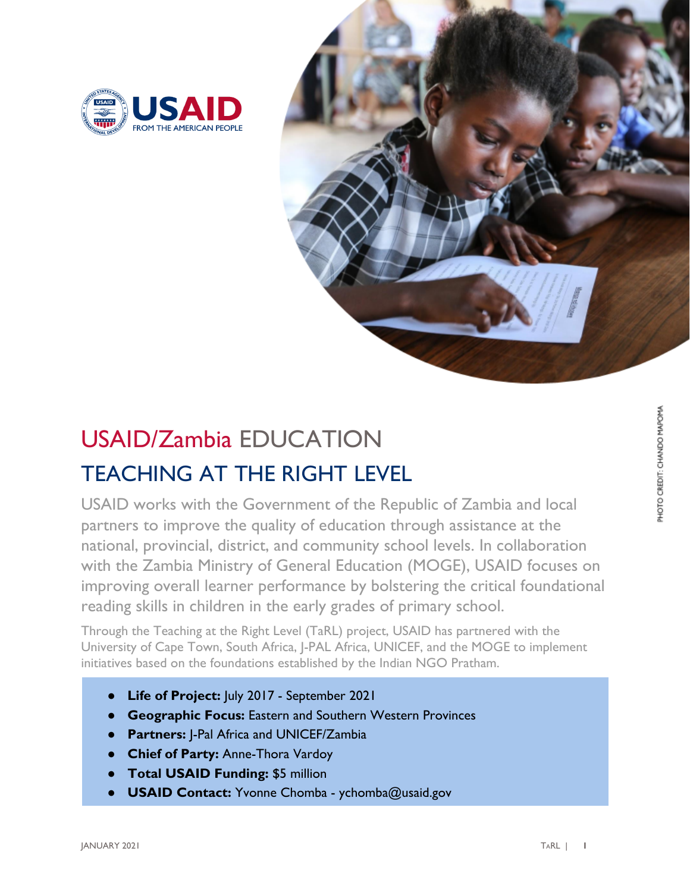# USAID/Zambia EDUCATION

## TEACHING AT THE RIGHT LEVEL

USAID works with the Government of the Republic of Zambia and local partners to improve the quality of education through assistance at the national, provincial, district, and community school levels. In collaboration with the Zambia Ministry of General Education (MOGE), USAID focuses on improving overall learner performance by bolstering the critical foundational reading skills in children in the early grades of primary school.

Through the Teaching at the Right Level (TaRL) project, USAID has partnered with the University of Cape Town, South Africa, J-PAL Africa, UNICEF, and the MOGE to implement initiatives based on the foundations established by the Indian NGO Pratham.

- **Life of Project:** July 2017 - September 2021
- **Geographic Focus:** Eastern and Southern Western Provinces
- **Partners:** J-Pal Africa and UNICEF/Zambia
- **Chief of Party:** Anne-Thora Vardoy
- **Total USAID Funding:** $5 million
- **USAID Contact:** Yvonne Chomba - ychomba@usaid.gov

PHOTO CREDIT: CHANDO MAPOMA

JANUARY 2021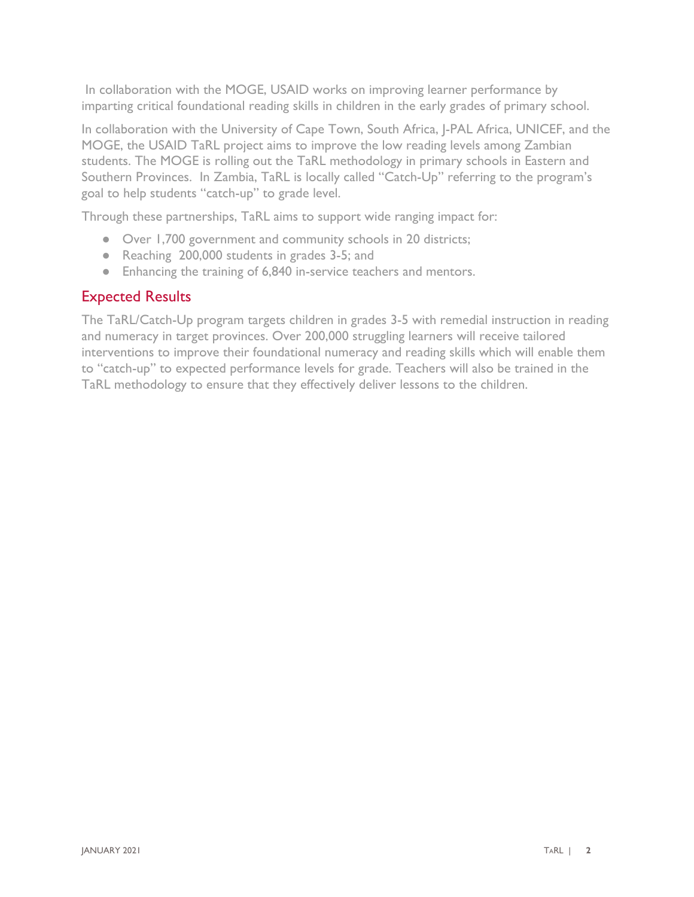In collaboration with the MOGE, USAID works on improving learner performance by imparting critical foundational reading skills in children in the early grades of primary school.

In collaboration with the University of Cape Town, South Africa, J-PAL Africa, UNICEF, and the MOGE, the USAID TaRL project aims to improve the low reading levels among Zambian students. The MOGE is rolling out the TaRL methodology in primary schools in Eastern and Southern Provinces. In Zambia, TaRL is locally called "Catch-Up" referring to the program's goal to help students "catch-up" to grade level.

Through these partnerships, TaRL aims to support wide ranging impact for:

- Over 1,700 government and community schools in 20 districts;
- Reaching 200,000 students in grades 3-5; and
- Enhancing the training of 6,840 in-service teachers and mentors.

## Expected Results

The TaRL/Catch-Up program targets children in grades 3-5 with remedial instruction in reading and numeracy in target provinces. Over 200,000 struggling learners will receive tailored interventions to improve their foundational numeracy and reading skills which will enable them to "catch-up" to expected performance levels for grade. Teachers will also be trained in the TaRL methodology to ensure that they effectively deliver lessons to the children.